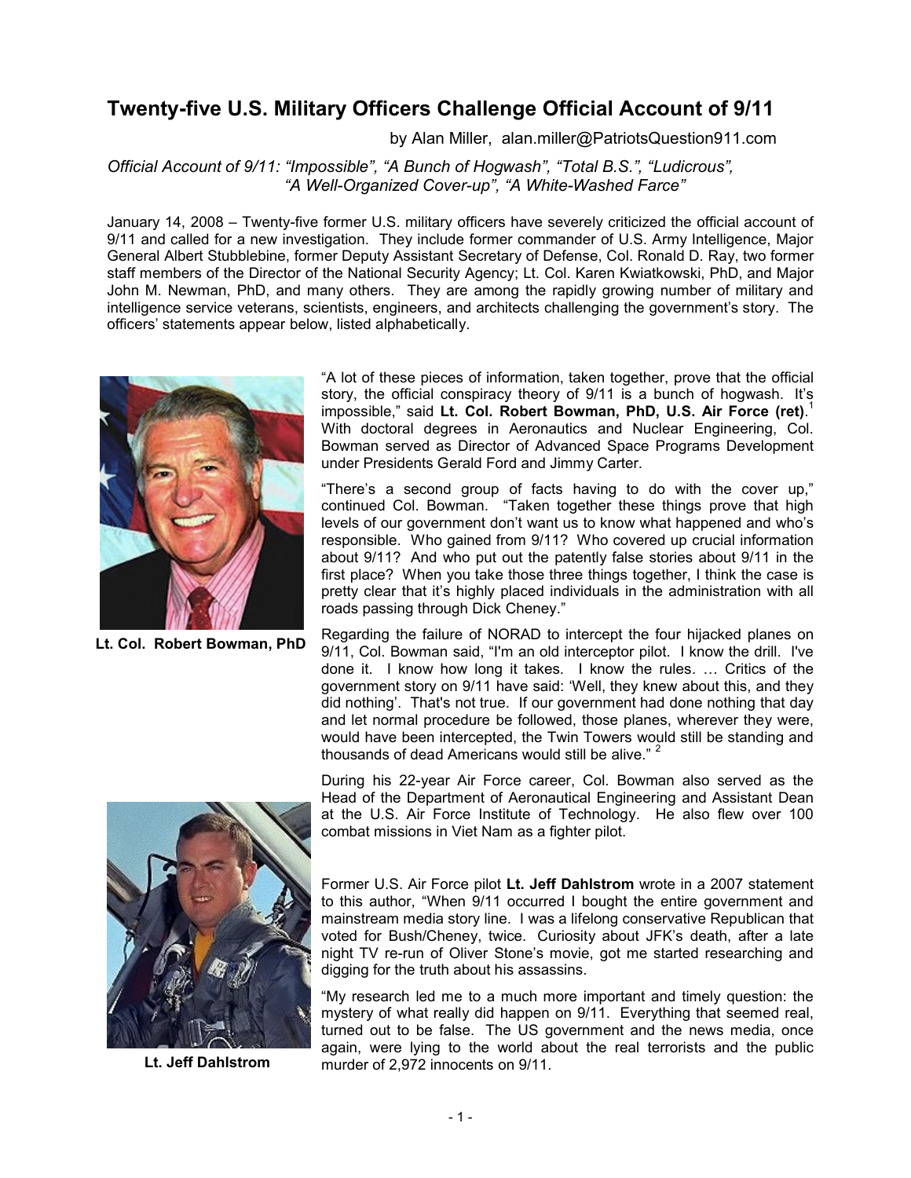# Twenty-five U.S. Military Officers Challenge Official Account of 9/11

by Alan Miller, alan.miller@PatriotsQuestion911.com

*Official Account of 9/11: "Impossible", "A Bunch of Hogwash", "Total B.S.", "Ludicrous", "A Well-Organized Cover-up", "A White-Washed Farce"*

January 14, 2008 – Twenty-five former U.S. military officers have severely criticized the official account of 9/11 and called for a new investigation. They include former commander of U.S. Army Intelligence, Major General Albert Stubblebine, former Deputy Assistant Secretary of Defense, Col. Ronald D. Ray, two former staff members of the Director of the National Security Agency; Lt. Col. Karen Kwiatkowski, PhD, and Major John M. Newman, PhD, and many others. They are among the rapidly growing number of military and intelligence service veterans, scientists, engineers, and architects challenging the government's story. The officers' statements appear below, listed alphabetically.

**Lt. Col. Robert Bowman, PhD**

"A lot of these pieces of information, taken together, prove that the official story, the official conspiracy theory of 9/11 is a bunch of hogwash. It's impossible," said **Lt. Col. Robert Bowman, PhD, U.S. Air Force (ret)**.[1] With doctoral degrees in Aeronautics and Nuclear Engineering, Col. Bowman served as Director of Advanced Space Programs Development under Presidents Gerald Ford and Jimmy Carter.

"There's a second group of facts having to do with the cover up," continued Col. Bowman. "Taken together these things prove that high levels of our government don't want us to know what happened and who's responsible. Who gained from 9/11? Who covered up crucial information about 9/11? And who put out the patently false stories about 9/11 in the first place? When you take those three things together, I think the case is pretty clear that it's highly placed individuals in the administration with all roads passing through Dick Cheney."

Regarding the failure of NORAD to intercept the four hijacked planes on 9/11, Col. Bowman said, "I'm an old interceptor pilot. I know the drill. I've done it. I know how long it takes. I know the rules. … Critics of the government story on 9/11 have said: 'Well, they knew about this, and they did nothing'. That's not true. If our government had done nothing that day and let normal procedure be followed, those planes, wherever they were, would have been intercepted, the Twin Towers would still be standing and thousands of dead Americans would still be alive." [2]

During his 22-year Air Force career, Col. Bowman also served as the Head of the Department of Aeronautical Engineering and Assistant Dean at the U.S. Air Force Institute of Technology. He also flew over 100 combat missions in Viet Nam as a fighter pilot.

**Lt. Jeff Dahlstrom**

Former U.S. Air Force pilot **Lt. Jeff Dahlstrom** wrote in a 2007 statement to this author, "When 9/11 occurred I bought the entire government and mainstream media story line. I was a lifelong conservative Republican that voted for Bush/Cheney, twice. Curiosity about JFK's death, after a late night TV re-run of Oliver Stone's movie, got me started researching and digging for the truth about his assassins.

"My research led me to a much more important and timely question: the mystery of what really did happen on 9/11. Everything that seemed real, turned out to be false. The US government and the news media, once again, were lying to the world about the real terrorists and the public murder of 2,972 innocents on 9/11.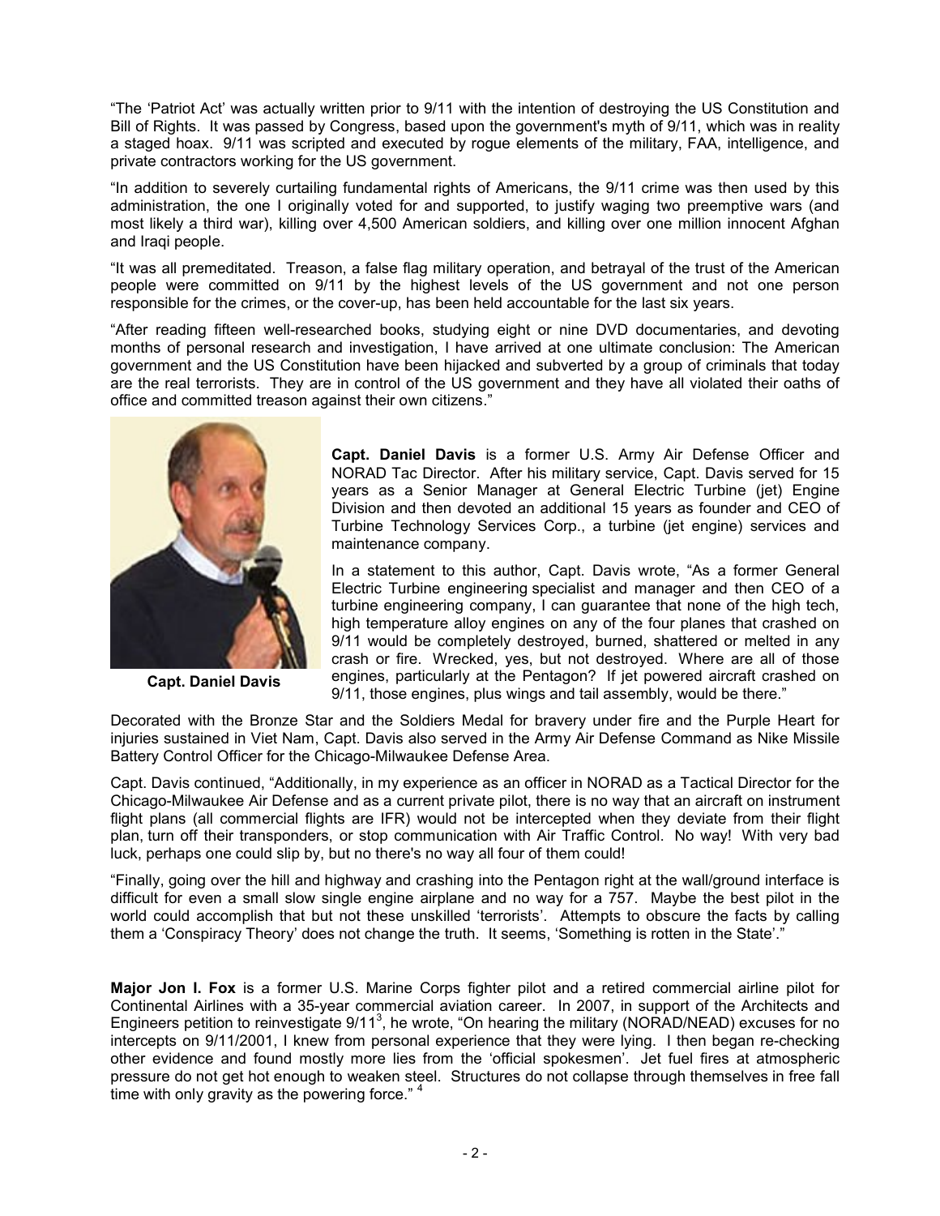"The 'Patriot Act' was actually written prior to 9/11 with the intention of destroying the US Constitution and Bill of Rights. It was passed by Congress, based upon the government's myth of 9/11, which was in reality a staged hoax. 9/11 was scripted and executed by rogue elements of the military, FAA, intelligence, and private contractors working for the US government.

"In addition to severely curtailing fundamental rights of Americans, the 9/11 crime was then used by this administration, the one I originally voted for and supported, to justify waging two preemptive wars (and most likely a third war), killing over 4,500 American soldiers, and killing over one million innocent Afghan and Iraqi people.

"It was all premeditated. Treason, a false flag military operation, and betrayal of the trust of the American people were committed on 9/11 by the highest levels of the US government and not one person responsible for the crimes, or the cover-up, has been held accountable for the last six years.

"After reading fifteen well-researched books, studying eight or nine DVD documentaries, and devoting months of personal research and investigation, I have arrived at one ultimate conclusion: The American government and the US Constitution have been hijacked and subverted by a group of criminals that today are the real terrorists. They are in control of the US government and they have all violated their oaths of office and committed treason against their own citizens."

**Capt. Daniel Davis**

**Capt. Daniel Davis** is a former U.S. Army Air Defense Officer and NORAD Tac Director. After his military service, Capt. Davis served for 15 years as a Senior Manager at General Electric Turbine (jet) Engine Division and then devoted an additional 15 years as founder and CEO of Turbine Technology Services Corp., a turbine (jet engine) services and maintenance company.

In a statement to this author, Capt. Davis wrote, "As a former General Electric Turbine engineering specialist and manager and then CEO of a turbine engineering company, I can guarantee that none of the high tech, high temperature alloy engines on any of the four planes that crashed on 9/11 would be completely destroyed, burned, shattered or melted in any crash or fire. Wrecked, yes, but not destroyed. Where are all of those engines, particularly at the Pentagon? If jet powered aircraft crashed on 9/11, those engines, plus wings and tail assembly, would be there."

Decorated with the Bronze Star and the Soldiers Medal for bravery under fire and the Purple Heart for injuries sustained in Viet Nam, Capt. Davis also served in the Army Air Defense Command as Nike Missile Battery Control Officer for the Chicago-Milwaukee Defense Area.

Capt. Davis continued, "Additionally, in my experience as an officer in NORAD as a Tactical Director for the Chicago-Milwaukee Air Defense and as a current private pilot, there is no way that an aircraft on instrument flight plans (all commercial flights are IFR) would not be intercepted when they deviate from their flight plan, turn off their transponders, or stop communication with Air Traffic Control. No way! With very bad luck, perhaps one could slip by, but no there's no way all four of them could!

"Finally, going over the hill and highway and crashing into the Pentagon right at the wall/ground interface is difficult for even a small slow single engine airplane and no way for a 757. Maybe the best pilot in the world could accomplish that but not these unskilled 'terrorists'. Attempts to obscure the facts by calling them a 'Conspiracy Theory' does not change the truth. It seems, 'Something is rotten in the State'."

**Major Jon I. Fox** is a former U.S. Marine Corps fighter pilot and a retired commercial airline pilot for Continental Airlines with a 35-year commercial aviation career. In 2007, in support of the Architects and Engineers petition to reinvestigate 9/11[3], he wrote, "On hearing the military (NORAD/NEAD) excuses for no intercepts on 9/11/2001, I knew from personal experience that they were lying. I then began re-checking other evidence and found mostly more lies from the 'official spokesmen'. Jet fuel fires at atmospheric pressure do not get hot enough to weaken steel. Structures do not collapse through themselves in free fall time with only gravity as the powering force." [4]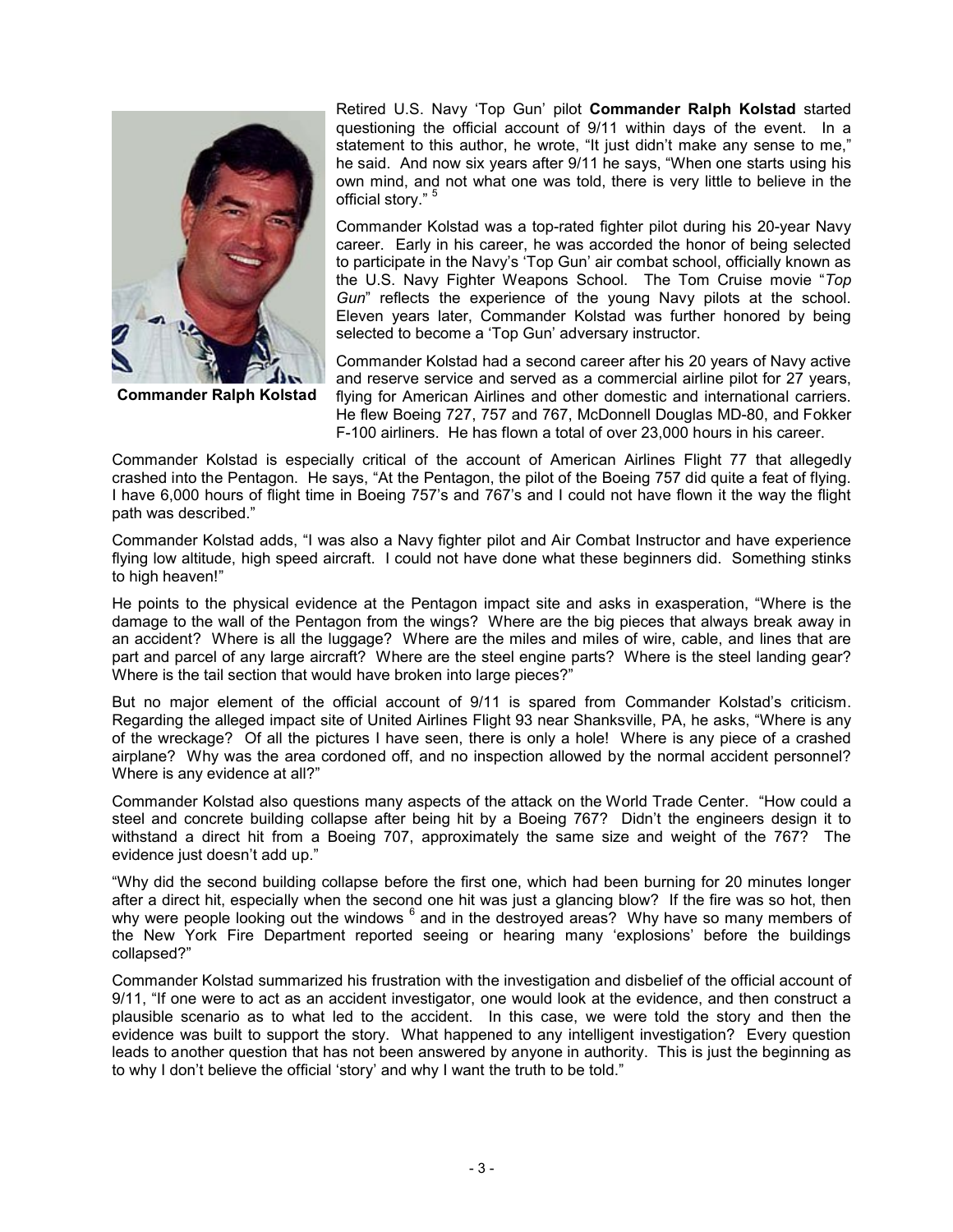**Commander Ralph Kolstad**

Retired U.S. Navy 'Top Gun' pilot **Commander Ralph Kolstad** started questioning the official account of 9/11 within days of the event. In a statement to this author, he wrote, "It just didn't make any sense to me," he said. And now six years after 9/11 he says, "When one starts using his own mind, and not what one was told, there is very little to believe in the official story." [5]

Commander Kolstad was a top-rated fighter pilot during his 20-year Navy career. Early in his career, he was accorded the honor of being selected to participate in the Navy's 'Top Gun' air combat school, officially known as the U.S. Navy Fighter Weapons School. The Tom Cruise movie "*Top Gun*" reflects the experience of the young Navy pilots at the school. Eleven years later, Commander Kolstad was further honored by being selected to become a 'Top Gun' adversary instructor.

Commander Kolstad had a second career after his 20 years of Navy active and reserve service and served as a commercial airline pilot for 27 years, flying for American Airlines and other domestic and international carriers. He flew Boeing 727, 757 and 767, McDonnell Douglas MD-80, and Fokker F-100 airliners. He has flown a total of over 23,000 hours in his career.

Commander Kolstad is especially critical of the account of American Airlines Flight 77 that allegedly crashed into the Pentagon. He says, "At the Pentagon, the pilot of the Boeing 757 did quite a feat of flying. I have 6,000 hours of flight time in Boeing 757's and 767's and I could not have flown it the way the flight path was described."

Commander Kolstad adds, "I was also a Navy fighter pilot and Air Combat Instructor and have experience flying low altitude, high speed aircraft. I could not have done what these beginners did. Something stinks to high heaven!"

He points to the physical evidence at the Pentagon impact site and asks in exasperation, "Where is the damage to the wall of the Pentagon from the wings? Where are the big pieces that always break away in an accident? Where is all the luggage? Where are the miles and miles of wire, cable, and lines that are part and parcel of any large aircraft? Where are the steel engine parts? Where is the steel landing gear? Where is the tail section that would have broken into large pieces?"

But no major element of the official account of 9/11 is spared from Commander Kolstad's criticism. Regarding the alleged impact site of United Airlines Flight 93 near Shanksville, PA, he asks, "Where is any of the wreckage? Of all the pictures I have seen, there is only a hole! Where is any piece of a crashed airplane? Why was the area cordoned off, and no inspection allowed by the normal accident personnel? Where is any evidence at all?"

Commander Kolstad also questions many aspects of the attack on the World Trade Center. "How could a steel and concrete building collapse after being hit by a Boeing 767? Didn't the engineers design it to withstand a direct hit from a Boeing 707, approximately the same size and weight of the 767? The evidence just doesn't add up."

"Why did the second building collapse before the first one, which had been burning for 20 minutes longer after a direct hit, especially when the second one hit was just a glancing blow? If the fire was so hot, then why were people looking out the windows [6] and in the destroyed areas? Why have so many members of the New York Fire Department reported seeing or hearing many 'explosions' before the buildings collapsed?"

Commander Kolstad summarized his frustration with the investigation and disbelief of the official account of 9/11, "If one were to act as an accident investigator, one would look at the evidence, and then construct a plausible scenario as to what led to the accident. In this case, we were told the story and then the evidence was built to support the story. What happened to any intelligent investigation? Every question leads to another question that has not been answered by anyone in authority. This is just the beginning as to why I don't believe the official 'story' and why I want the truth to be told."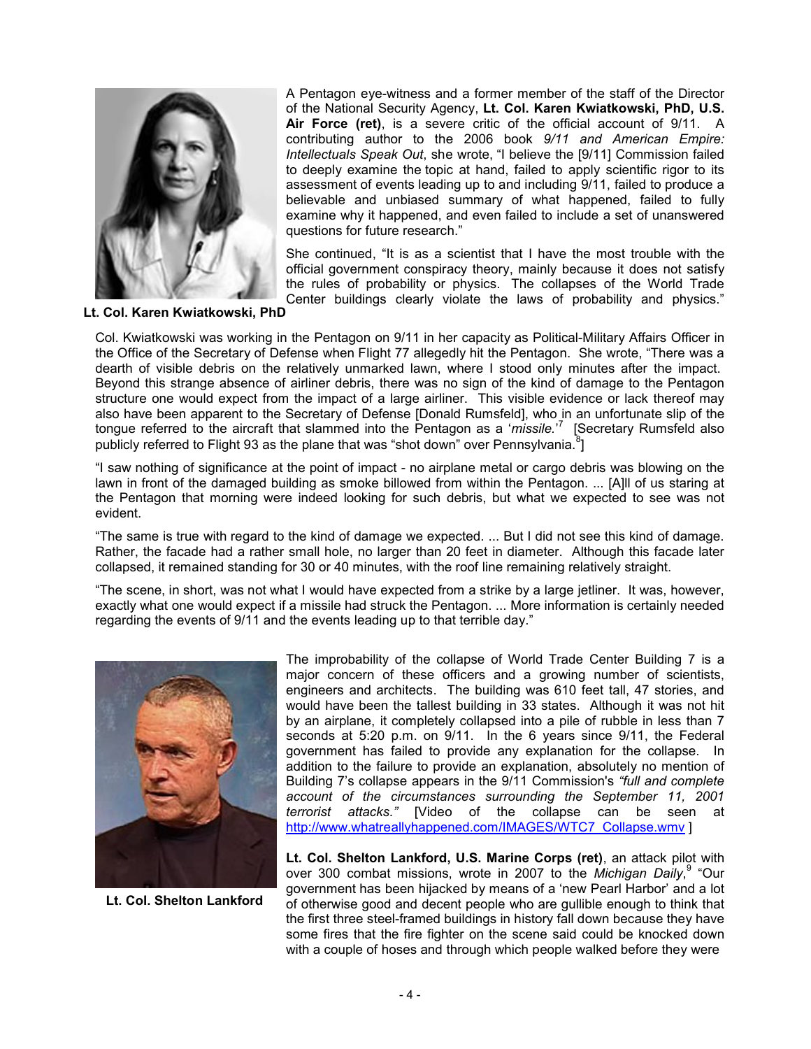A Pentagon eye-witness and a former member of the staff of the Director of the National Security Agency, **Lt. Col. Karen Kwiatkowski, PhD, U.S. Air Force (ret)**, is a severe critic of the official account of 9/11. A contributing author to the 2006 book *9/11 and American Empire: Intellectuals Speak Out*, she wrote, "I believe the [9/11] Commission failed to deeply examine the topic at hand, failed to apply scientific rigor to its assessment of events leading up to and including 9/11, failed to produce a believable and unbiased summary of what happened, failed to fully examine why it happened, and even failed to include a set of unanswered questions for future research."

She continued, "It is as a scientist that I have the most trouble with the official government conspiracy theory, mainly because it does not satisfy the rules of probability or physics. The collapses of the World Trade Center buildings clearly violate the laws of probability and physics."

**Lt. Col. Karen Kwiatkowski, PhD**

Col. Kwiatkowski was working in the Pentagon on 9/11 in her capacity as Political-Military Affairs Officer in the Office of the Secretary of Defense when Flight 77 allegedly hit the Pentagon. She wrote, "There was a dearth of visible debris on the relatively unmarked lawn, where I stood only minutes after the impact. Beyond this strange absence of airliner debris, there was no sign of the kind of damage to the Pentagon structure one would expect from the impact of a large airliner. This visible evidence or lack thereof may also have been apparent to the Secretary of Defense [Donald Rumsfeld], who in an unfortunate slip of the tongue referred to the aircraft that slammed into the Pentagon as a '*missile*.'[7] [Secretary Rumsfeld also publicly referred to Flight 93 as the plane that was "shot down" over Pennsylvania.[8]]

"I saw nothing of significance at the point of impact - no airplane metal or cargo debris was blowing on the lawn in front of the damaged building as smoke billowed from within the Pentagon. ... [A]ll of us staring at the Pentagon that morning were indeed looking for such debris, but what we expected to see was not evident.

"The same is true with regard to the kind of damage we expected. ... But I did not see this kind of damage. Rather, the facade had a rather small hole, no larger than 20 feet in diameter. Although this facade later collapsed, it remained standing for 30 or 40 minutes, with the roof line remaining relatively straight.

"The scene, in short, was not what I would have expected from a strike by a large jetliner. It was, however, exactly what one would expect if a missile had struck the Pentagon. ... More information is certainly needed regarding the events of 9/11 and the events leading up to that terrible day."

The improbability of the collapse of World Trade Center Building 7 is a major concern of these officers and a growing number of scientists, engineers and architects. The building was 610 feet tall, 47 stories, and would have been the tallest building in 33 states. Although it was not hit by an airplane, it completely collapsed into a pile of rubble in less than 7 seconds at 5:20 p.m. on 9/11. In the 6 years since 9/11, the Federal government has failed to provide any explanation for the collapse. In addition to the failure to provide an explanation, absolutely no mention of Building 7's collapse appears in the 9/11 Commission's *"full and complete account of the circumstances surrounding the September 11, 2001 terrorist attacks."* [Video of the collapse can be seen at http://www.whatreallyhappened.com/IMAGES/WTC7_Collapse.wmv ]

**Lt. Col. Shelton Lankford, U.S. Marine Corps (ret)**, an attack pilot with over 300 combat missions, wrote in 2007 to the *Michigan Daily*,[9] "Our government has been hijacked by means of a 'new Pearl Harbor' and a lot of otherwise good and decent people who are gullible enough to think that the first three steel-framed buildings in history fall down because they have some fires that the fire fighter on the scene said could be knocked down with a couple of hoses and through which people walked before they were

**Lt. Col. Shelton Lankford**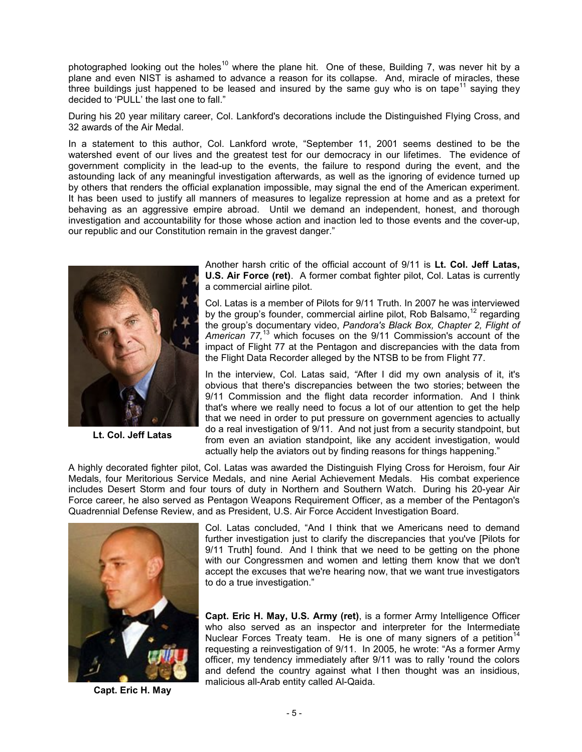photographed looking out the holes[10] where the plane hit. One of these, Building 7, was never hit by a plane and even NIST is ashamed to advance a reason for its collapse. And, miracle of miracles, these three buildings just happened to be leased and insured by the same guy who is on tape[11] saying they decided to 'PULL' the last one to fall."

During his 20 year military career, Col. Lankford's decorations include the Distinguished Flying Cross, and 32 awards of the Air Medal.

In a statement to this author, Col. Lankford wrote, "September 11, 2001 seems destined to be the watershed event of our lives and the greatest test for our democracy in our lifetimes. The evidence of government complicity in the lead-up to the events, the failure to respond during the event, and the astounding lack of any meaningful investigation afterwards, as well as the ignoring of evidence turned up by others that renders the official explanation impossible, may signal the end of the American experiment. It has been used to justify all manners of measures to legalize repression at home and as a pretext for behaving as an aggressive empire abroad. Until we demand an independent, honest, and thorough investigation and accountability for those whose action and inaction led to those events and the cover-up, our republic and our Constitution remain in the gravest danger."

**Lt. Col. Jeff Latas**

Another harsh critic of the official account of 9/11 is **Lt. Col. Jeff Latas, U.S. Air Force (ret)**. A former combat fighter pilot, Col. Latas is currently a commercial airline pilot.

Col. Latas is a member of Pilots for 9/11 Truth. In 2007 he was interviewed by the group's founder, commercial airline pilot, Rob Balsamo,[12] regarding the group's documentary video, *Pandora's Black Box, Chapter 2, Flight of American 77,*[13] which focuses on the 9/11 Commission's account of the impact of Flight 77 at the Pentagon and discrepancies with the data from the Flight Data Recorder alleged by the NTSB to be from Flight 77.

In the interview, Col. Latas said, "After I did my own analysis of it, it's obvious that there's discrepancies between the two stories; between the 9/11 Commission and the flight data recorder information. And I think that's where we really need to focus a lot of our attention to get the help that we need in order to put pressure on government agencies to actually do a real investigation of 9/11. And not just from a security standpoint, but from even an aviation standpoint, like any accident investigation, would actually help the aviators out by finding reasons for things happening."

A highly decorated fighter pilot, Col. Latas was awarded the Distinguish Flying Cross for Heroism, four Air Medals, four Meritorious Service Medals, and nine Aerial Achievement Medals. His combat experience includes Desert Storm and four tours of duty in Northern and Southern Watch. During his 20-year Air Force career, he also served as Pentagon Weapons Requirement Officer, as a member of the Pentagon's Quadrennial Defense Review, and as President, U.S. Air Force Accident Investigation Board.

Col. Latas concluded, "And I think that we Americans need to demand further investigation just to clarify the discrepancies that you've [Pilots for 9/11 Truth] found. And I think that we need to be getting on the phone with our Congressmen and women and letting them know that we don't accept the excuses that we're hearing now, that we want true investigators to do a true investigation."

**Capt. Eric H. May**

**Capt. Eric H. May, U.S. Army (ret)**, is a former Army Intelligence Officer who also served as an inspector and interpreter for the Intermediate Nuclear Forces Treaty team. He is one of many signers of a petition[14] requesting a reinvestigation of 9/11. In 2005, he wrote: "As a former Army officer, my tendency immediately after 9/11 was to rally 'round the colors and defend the country against what I then thought was an insidious, malicious all-Arab entity called Al-Qaida.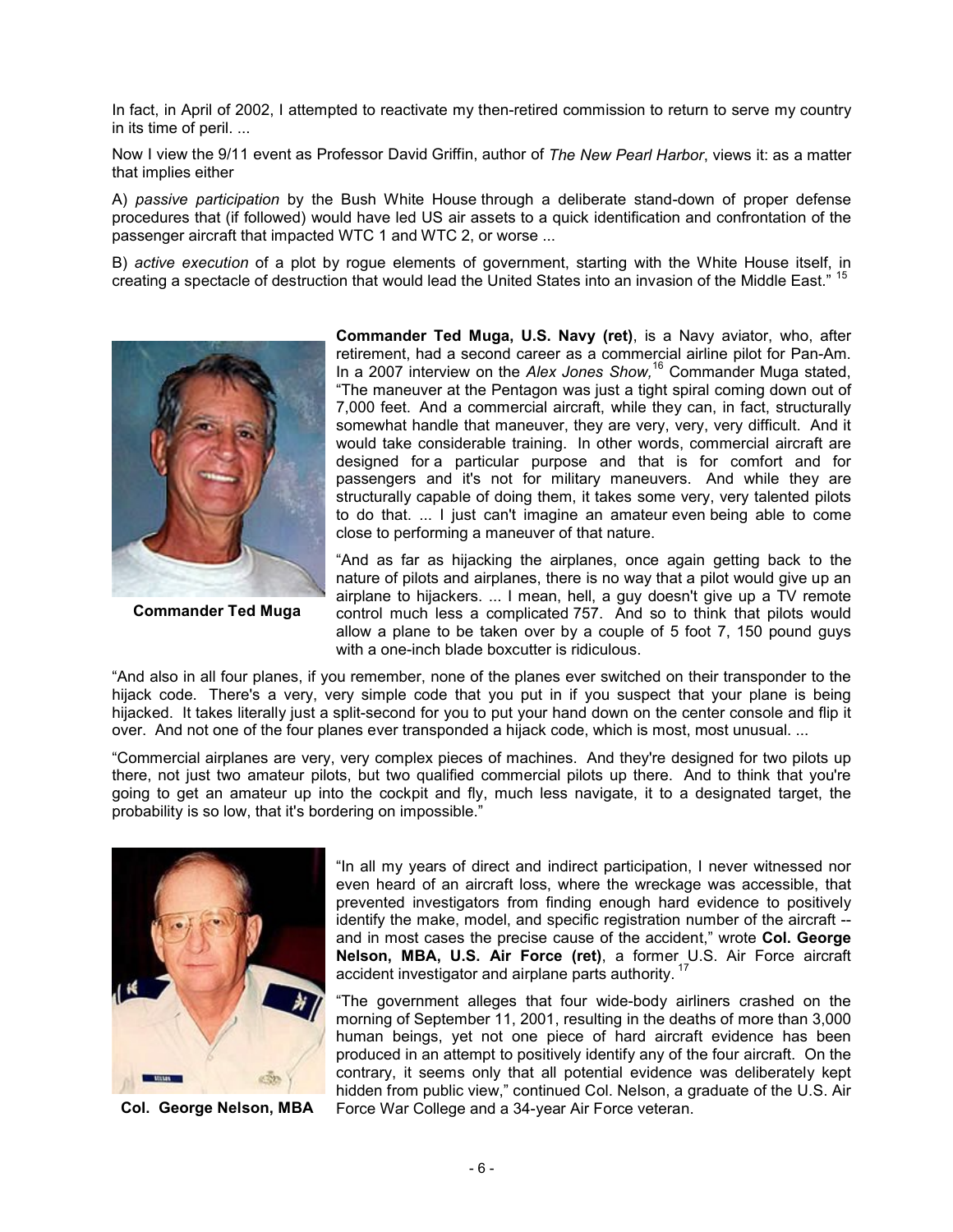In fact, in April of 2002, I attempted to reactivate my then-retired commission to return to serve my country in its time of peril. ...

Now I view the 9/11 event as Professor David Griffin, author of *The New Pearl Harbor*, views it: as a matter that implies either

A) *passive participation* by the Bush White House through a deliberate stand-down of proper defense procedures that (if followed) would have led US air assets to a quick identification and confrontation of the passenger aircraft that impacted WTC 1 and WTC 2, or worse ...

B) *active execution* of a plot by rogue elements of government, starting with the White House itself, in creating a spectacle of destruction that would lead the United States into an invasion of the Middle East." [15]

**Commander Ted Muga**

**Commander Ted Muga, U.S. Navy (ret)**, is a Navy aviator, who, after retirement, had a second career as a commercial airline pilot for Pan-Am. In a 2007 interview on the *Alex Jones Show,*[16] Commander Muga stated, "The maneuver at the Pentagon was just a tight spiral coming down out of 7,000 feet. And a commercial aircraft, while they can, in fact, structurally somewhat handle that maneuver, they are very, very, very difficult. And it would take considerable training. In other words, commercial aircraft are designed for a particular purpose and that is for comfort and for passengers and it's not for military maneuvers. And while they are structurally capable of doing them, it takes some very, very talented pilots to do that. ... I just can't imagine an amateur even being able to come close to performing a maneuver of that nature.

"And as far as hijacking the airplanes, once again getting back to the nature of pilots and airplanes, there is no way that a pilot would give up an airplane to hijackers. ... I mean, hell, a guy doesn't give up a TV remote control much less a complicated 757. And so to think that pilots would allow a plane to be taken over by a couple of 5 foot 7, 150 pound guys with a one-inch blade boxcutter is ridiculous.

"And also in all four planes, if you remember, none of the planes ever switched on their transponder to the hijack code. There's a very, very simple code that you put in if you suspect that your plane is being hijacked. It takes literally just a split-second for you to put your hand down on the center console and flip it over. And not one of the four planes ever transponded a hijack code, which is most, most unusual. ...

"Commercial airplanes are very, very complex pieces of machines. And they're designed for two pilots up there, not just two amateur pilots, but two qualified commercial pilots up there. And to think that you're going to get an amateur up into the cockpit and fly, much less navigate, it to a designated target, the probability is so low, that it's bordering on impossible."

**Col. George Nelson, MBA**

"In all my years of direct and indirect participation, I never witnessed nor even heard of an aircraft loss, where the wreckage was accessible, that prevented investigators from finding enough hard evidence to positively identify the make, model, and specific registration number of the aircraft -- and in most cases the precise cause of the accident," wrote **Col. George Nelson, MBA, U.S. Air Force (ret)**, a former U.S. Air Force aircraft accident investigator and airplane parts authority. [17]

"The government alleges that four wide-body airliners crashed on the morning of September 11, 2001, resulting in the deaths of more than 3,000 human beings, yet not one piece of hard aircraft evidence has been produced in an attempt to positively identify any of the four aircraft. On the contrary, it seems only that all potential evidence was deliberately kept hidden from public view," continued Col. Nelson, a graduate of the U.S. Air Force War College and a 34-year Air Force veteran.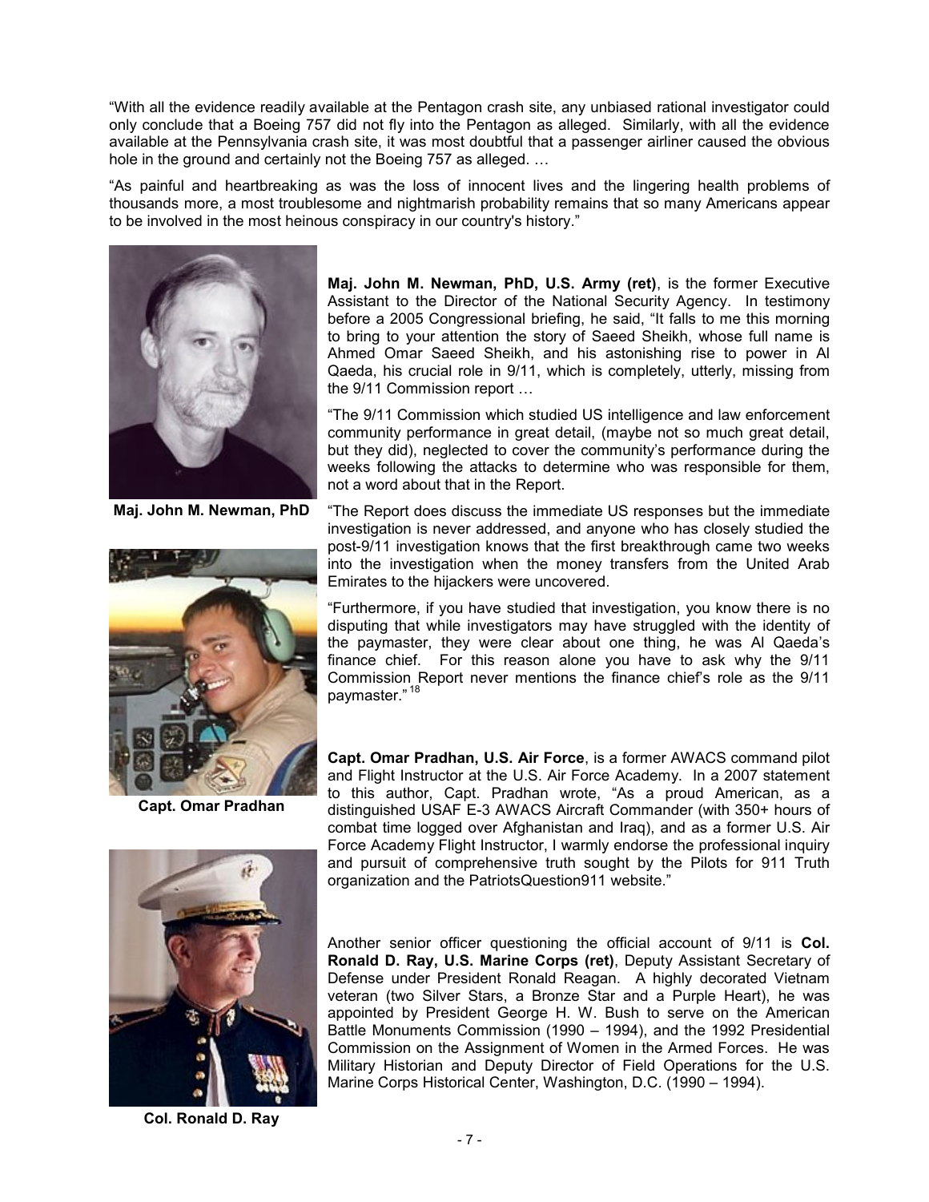"With all the evidence readily available at the Pentagon crash site, any unbiased rational investigator could only conclude that a Boeing 757 did not fly into the Pentagon as alleged. Similarly, with all the evidence available at the Pennsylvania crash site, it was most doubtful that a passenger airliner caused the obvious hole in the ground and certainly not the Boeing 757 as alleged. …

"As painful and heartbreaking as was the loss of innocent lives and the lingering health problems of thousands more, a most troublesome and nightmarish probability remains that so many Americans appear to be involved in the most heinous conspiracy in our country's history."

**Maj. John M. Newman, PhD**

**Maj. John M. Newman, PhD, U.S. Army (ret)**, is the former Executive Assistant to the Director of the National Security Agency. In testimony before a 2005 Congressional briefing, he said, "It falls to me this morning to bring to your attention the story of Saeed Sheikh, whose full name is Ahmed Omar Saeed Sheikh, and his astonishing rise to power in Al Qaeda, his crucial role in 9/11, which is completely, utterly, missing from the 9/11 Commission report …

"The 9/11 Commission which studied US intelligence and law enforcement community performance in great detail, (maybe not so much great detail, but they did), neglected to cover the community's performance during the weeks following the attacks to determine who was responsible for them, not a word about that in the Report.

"The Report does discuss the immediate US responses but the immediate investigation is never addressed, and anyone who has closely studied the post-9/11 investigation knows that the first breakthrough came two weeks into the investigation when the money transfers from the United Arab Emirates to the hijackers were uncovered.

"Furthermore, if you have studied that investigation, you know there is no disputing that while investigators may have struggled with the identity of the paymaster, they were clear about one thing, he was Al Qaeda's finance chief. For this reason alone you have to ask why the 9/11 Commission Report never mentions the finance chief's role as the 9/11 paymaster."[18]

**Capt. Omar Pradhan**

**Capt. Omar Pradhan, U.S. Air Force**, is a former AWACS command pilot and Flight Instructor at the U.S. Air Force Academy. In a 2007 statement to this author, Capt. Pradhan wrote, "As a proud American, as a distinguished USAF E-3 AWACS Aircraft Commander (with 350+ hours of combat time logged over Afghanistan and Iraq), and as a former U.S. Air Force Academy Flight Instructor, I warmly endorse the professional inquiry and pursuit of comprehensive truth sought by the Pilots for 911 Truth organization and the PatriotsQuestion911 website."

**Col. Ronald D. Ray**

Another senior officer questioning the official account of 9/11 is **Col. Ronald D. Ray, U.S. Marine Corps (ret)**, Deputy Assistant Secretary of Defense under President Ronald Reagan. A highly decorated Vietnam veteran (two Silver Stars, a Bronze Star and a Purple Heart), he was appointed by President George H. W. Bush to serve on the American Battle Monuments Commission (1990 – 1994), and the 1992 Presidential Commission on the Assignment of Women in the Armed Forces. He was Military Historian and Deputy Director of Field Operations for the U.S. Marine Corps Historical Center, Washington, D.C. (1990 – 1994).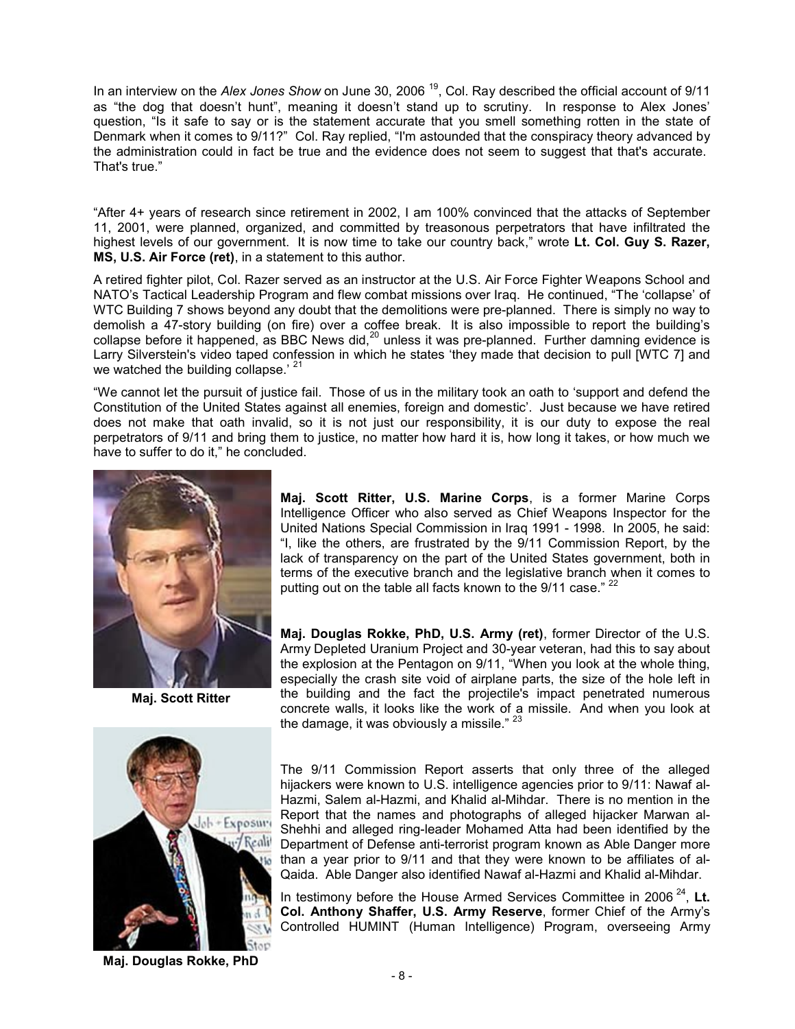In an interview on the *Alex Jones Show* on June 30, 2006 [19], Col. Ray described the official account of 9/11 as "the dog that doesn't hunt", meaning it doesn't stand up to scrutiny. In response to Alex Jones' question, "Is it safe to say or is the statement accurate that you smell something rotten in the state of Denmark when it comes to 9/11?" Col. Ray replied, "I'm astounded that the conspiracy theory advanced by the administration could in fact be true and the evidence does not seem to suggest that that's accurate. That's true."

"After 4+ years of research since retirement in 2002, I am 100% convinced that the attacks of September 11, 2001, were planned, organized, and committed by treasonous perpetrators that have infiltrated the highest levels of our government. It is now time to take our country back," wrote **Lt. Col. Guy S. Razer, MS, U.S. Air Force (ret)**, in a statement to this author.

A retired fighter pilot, Col. Razer served as an instructor at the U.S. Air Force Fighter Weapons School and NATO's Tactical Leadership Program and flew combat missions over Iraq. He continued, "The 'collapse' of WTC Building 7 shows beyond any doubt that the demolitions were pre-planned. There is simply no way to demolish a 47-story building (on fire) over a coffee break. It is also impossible to report the building's collapse before it happened, as BBC News did,[20] unless it was pre-planned. Further damning evidence is Larry Silverstein's video taped confession in which he states 'they made that decision to pull [WTC 7] and we watched the building collapse.' [21]

"We cannot let the pursuit of justice fail. Those of us in the military took an oath to 'support and defend the Constitution of the United States against all enemies, foreign and domestic'. Just because we have retired does not make that oath invalid, so it is not just our responsibility, it is our duty to expose the real perpetrators of 9/11 and bring them to justice, no matter how hard it is, how long it takes, or how much we have to suffer to do it," he concluded.

**Maj. Scott Ritter**

**Maj. Scott Ritter, U.S. Marine Corps**, is a former Marine Corps Intelligence Officer who also served as Chief Weapons Inspector for the United Nations Special Commission in Iraq 1991 - 1998. In 2005, he said: "I, like the others, are frustrated by the 9/11 Commission Report, by the lack of transparency on the part of the United States government, both in terms of the executive branch and the legislative branch when it comes to putting out on the table all facts known to the 9/11 case." [22]

**Maj. Douglas Rokke, PhD**

**Maj. Douglas Rokke, PhD, U.S. Army (ret)**, former Director of the U.S. Army Depleted Uranium Project and 30-year veteran, had this to say about the explosion at the Pentagon on 9/11, "When you look at the whole thing, especially the crash site void of airplane parts, the size of the hole left in the building and the fact the projectile's impact penetrated numerous concrete walls, it looks like the work of a missile. And when you look at the damage, it was obviously a missile." [23]

The 9/11 Commission Report asserts that only three of the alleged hijackers were known to U.S. intelligence agencies prior to 9/11: Nawaf al-Hazmi, Salem al-Hazmi, and Khalid al-Mihdar. There is no mention in the Report that the names and photographs of alleged hijacker Marwan al-Shehhi and alleged ring-leader Mohamed Atta had been identified by the Department of Defense anti-terrorist program known as Able Danger more than a year prior to 9/11 and that they were known to be affiliates of al-Qaida. Able Danger also identified Nawaf al-Hazmi and Khalid al-Mihdar.

In testimony before the House Armed Services Committee in 2006 [24], **Lt. Col. Anthony Shaffer, U.S. Army Reserve**, former Chief of the Army's Controlled HUMINT (Human Intelligence) Program, overseeing Army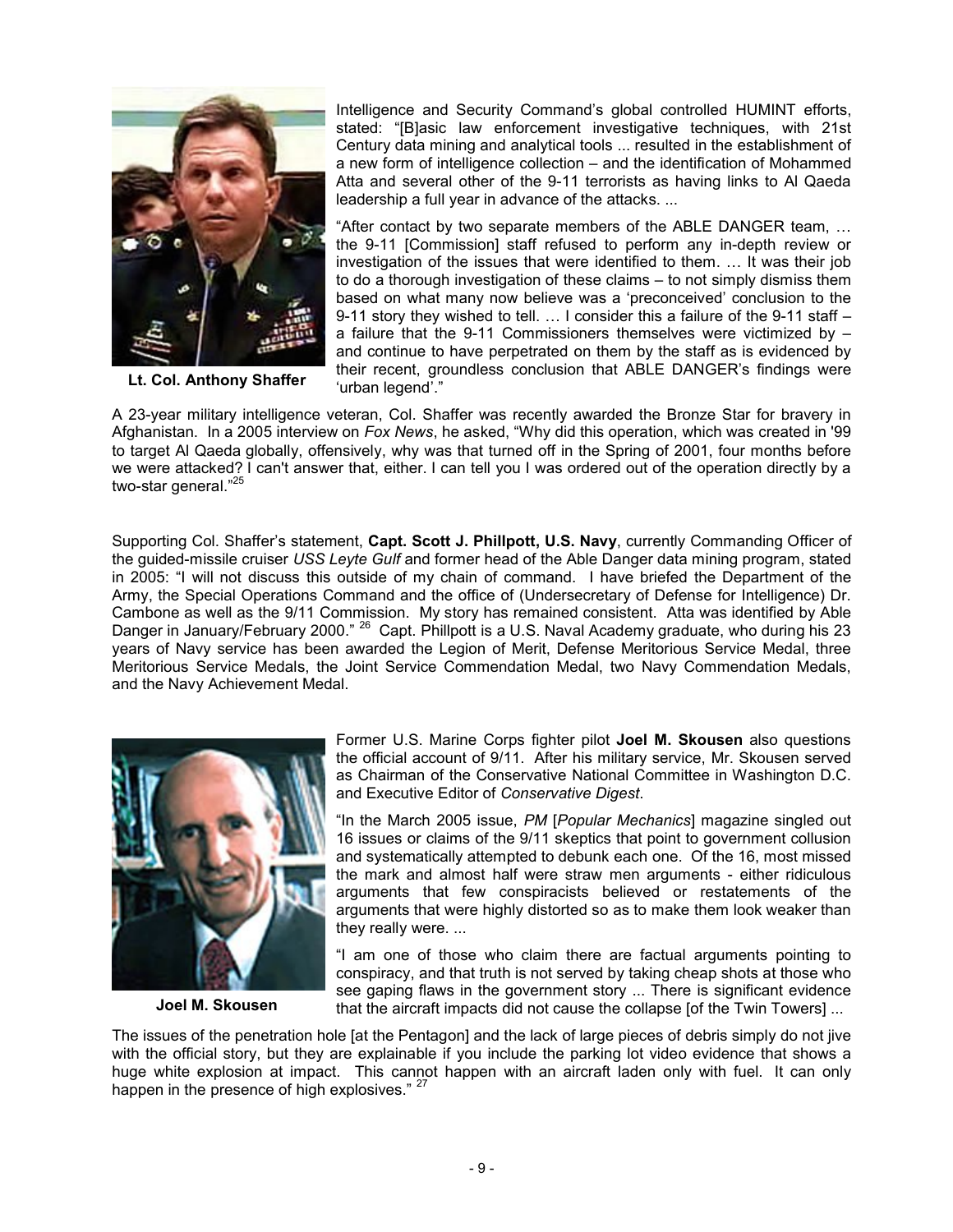Intelligence and Security Command's global controlled HUMINT efforts, stated: "[B]asic law enforcement investigative techniques, with 21st Century data mining and analytical tools ... resulted in the establishment of a new form of intelligence collection – and the identification of Mohammed Atta and several other of the 9-11 terrorists as having links to Al Qaeda leadership a full year in advance of the attacks. ...

"After contact by two separate members of the ABLE DANGER team, … the 9-11 [Commission] staff refused to perform any in-depth review or investigation of the issues that were identified to them. … It was their job to do a thorough investigation of these claims – to not simply dismiss them based on what many now believe was a 'preconceived' conclusion to the 9-11 story they wished to tell. … I consider this a failure of the 9-11 staff – a failure that the 9-11 Commissioners themselves were victimized by – and continue to have perpetrated on them by the staff as is evidenced by their recent, groundless conclusion that ABLE DANGER's findings were 'urban legend'."

**Lt. Col. Anthony Shaffer**

A 23-year military intelligence veteran, Col. Shaffer was recently awarded the Bronze Star for bravery in Afghanistan. In a 2005 interview on *Fox News*, he asked, "Why did this operation, which was created in '99 to target Al Qaeda globally, offensively, why was that turned off in the Spring of 2001, four months before we were attacked? I can't answer that, either. I can tell you I was ordered out of the operation directly by a two-star general."[25]

Supporting Col. Shaffer's statement, **Capt. Scott J. Phillpott, U.S. Navy**, currently Commanding Officer of the guided-missile cruiser *USS Leyte Gulf* and former head of the Able Danger data mining program, stated in 2005: "I will not discuss this outside of my chain of command. I have briefed the Department of the Army, the Special Operations Command and the office of (Undersecretary of Defense for Intelligence) Dr. Cambone as well as the 9/11 Commission. My story has remained consistent. Atta was identified by Able Danger in January/February 2000." [26] Capt. Phillpott is a U.S. Naval Academy graduate, who during his 23 years of Navy service has been awarded the Legion of Merit, Defense Meritorious Service Medal, three Meritorious Service Medals, the Joint Service Commendation Medal, two Navy Commendation Medals, and the Navy Achievement Medal.

Former U.S. Marine Corps fighter pilot **Joel M. Skousen** also questions the official account of 9/11. After his military service, Mr. Skousen served as Chairman of the Conservative National Committee in Washington D.C. and Executive Editor of *Conservative Digest*.

"In the March 2005 issue, *PM* [*Popular Mechanics*] magazine singled out 16 issues or claims of the 9/11 skeptics that point to government collusion and systematically attempted to debunk each one. Of the 16, most missed the mark and almost half were straw men arguments - either ridiculous arguments that few conspiracists believed or restatements of the arguments that were highly distorted so as to make them look weaker than they really were. ...

"I am one of those who claim there are factual arguments pointing to conspiracy, and that truth is not served by taking cheap shots at those who see gaping flaws in the government story ... There is significant evidence that the aircraft impacts did not cause the collapse [of the Twin Towers] ...

**Joel M. Skousen**

The issues of the penetration hole [at the Pentagon] and the lack of large pieces of debris simply do not jive with the official story, but they are explainable if you include the parking lot video evidence that shows a huge white explosion at impact. This cannot happen with an aircraft laden only with fuel. It can only happen in the presence of high explosives." [27]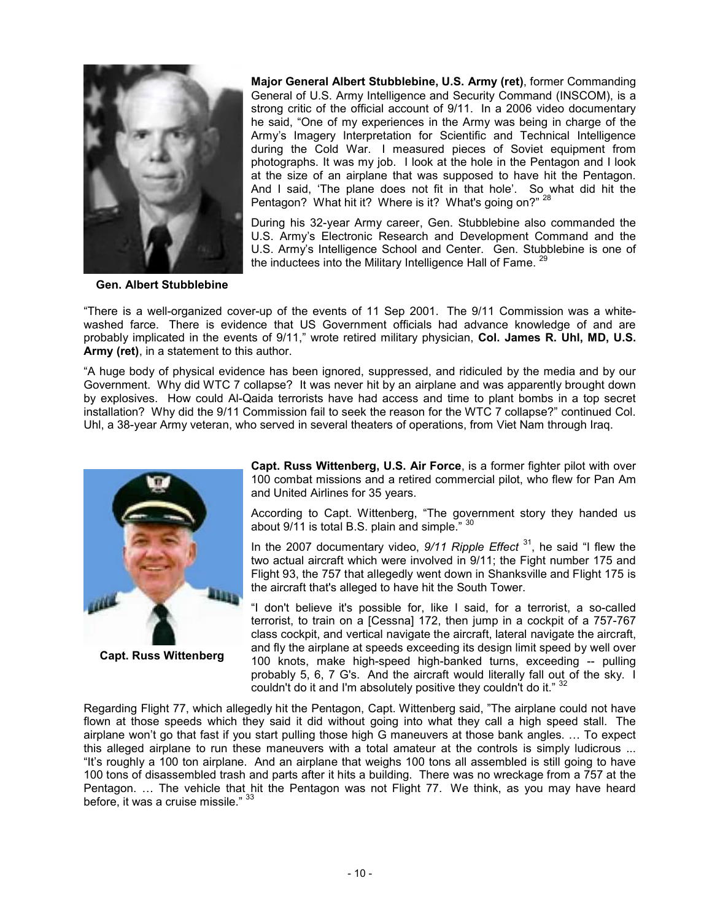**Major General Albert Stubblebine, U.S. Army (ret)**, former Commanding General of U.S. Army Intelligence and Security Command (INSCOM), is a strong critic of the official account of 9/11. In a 2006 video documentary he said, "One of my experiences in the Army was being in charge of the Army's Imagery Interpretation for Scientific and Technical Intelligence during the Cold War. I measured pieces of Soviet equipment from photographs. It was my job. I look at the hole in the Pentagon and I look at the size of an airplane that was supposed to have hit the Pentagon. And I said, 'The plane does not fit in that hole'. So what did hit the Pentagon? What hit it? Where is it? What's going on?" [28]

During his 32-year Army career, Gen. Stubblebine also commanded the U.S. Army's Electronic Research and Development Command and the U.S. Army's Intelligence School and Center. Gen. Stubblebine is one of the inductees into the Military Intelligence Hall of Fame. [29]

**Gen. Albert Stubblebine**

"There is a well-organized cover-up of the events of 11 Sep 2001. The 9/11 Commission was a white-washed farce. There is evidence that US Government officials had advance knowledge of and are probably implicated in the events of 9/11," wrote retired military physician, **Col. James R. Uhl, MD, U.S. Army (ret)**, in a statement to this author.

"A huge body of physical evidence has been ignored, suppressed, and ridiculed by the media and by our Government. Why did WTC 7 collapse? It was never hit by an airplane and was apparently brought down by explosives. How could Al-Qaida terrorists have had access and time to plant bombs in a top secret installation? Why did the 9/11 Commission fail to seek the reason for the WTC 7 collapse?" continued Col. Uhl, a 38-year Army veteran, who served in several theaters of operations, from Viet Nam through Iraq.

**Capt. Russ Wittenberg, U.S. Air Force**, is a former fighter pilot with over 100 combat missions and a retired commercial pilot, who flew for Pan Am and United Airlines for 35 years.

According to Capt. Wittenberg, "The government story they handed us about 9/11 is total B.S. plain and simple." [30]

In the 2007 documentary video, *9/11 Ripple Effect* [31], he said "I flew the two actual aircraft which were involved in 9/11; the Fight number 175 and Flight 93, the 757 that allegedly went down in Shanksville and Flight 175 is the aircraft that's alleged to have hit the South Tower.

"I don't believe it's possible for, like I said, for a terrorist, a so-called terrorist, to train on a [Cessna] 172, then jump in a cockpit of a 757-767 class cockpit, and vertical navigate the aircraft, lateral navigate the aircraft, and fly the airplane at speeds exceeding its design limit speed by well over 100 knots, make high-speed high-banked turns, exceeding -- pulling probably 5, 6, 7 G's. And the aircraft would literally fall out of the sky. I couldn't do it and I'm absolutely positive they couldn't do it." [32]

**Capt. Russ Wittenberg**

Regarding Flight 77, which allegedly hit the Pentagon, Capt. Wittenberg said, "The airplane could not have flown at those speeds which they said it did without going into what they call a high speed stall. The airplane won't go that fast if you start pulling those high G maneuvers at those bank angles. … To expect this alleged airplane to run these maneuvers with a total amateur at the controls is simply ludicrous ... "It's roughly a 100 ton airplane. And an airplane that weighs 100 tons all assembled is still going to have 100 tons of disassembled trash and parts after it hits a building. There was no wreckage from a 757 at the Pentagon. … The vehicle that hit the Pentagon was not Flight 77. We think, as you may have heard before, it was a cruise missile." [33]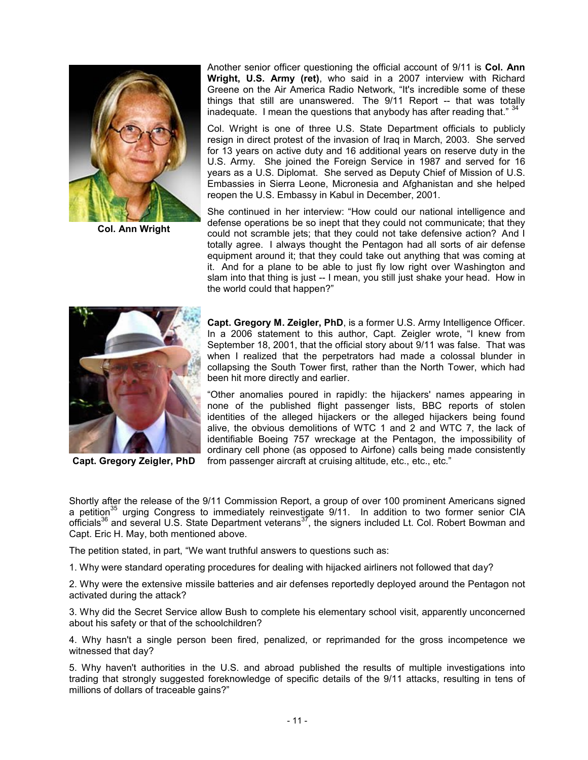Another senior officer questioning the official account of 9/11 is **Col. Ann Wright, U.S. Army (ret)**, who said in a 2007 interview with Richard Greene on the Air America Radio Network, "It's incredible some of these things that still are unanswered. The 9/11 Report -- that was totally inadequate. I mean the questions that anybody has after reading that." [34]

Col. Wright is one of three U.S. State Department officials to publicly resign in direct protest of the invasion of Iraq in March, 2003. She served for 13 years on active duty and 16 additional years on reserve duty in the U.S. Army. She joined the Foreign Service in 1987 and served for 16 years as a U.S. Diplomat. She served as Deputy Chief of Mission of U.S. Embassies in Sierra Leone, Micronesia and Afghanistan and she helped reopen the U.S. Embassy in Kabul in December, 2001.

She continued in her interview: "How could our national intelligence and defense operations be so inept that they could not communicate; that they could not scramble jets; that they could not take defensive action? And I totally agree. I always thought the Pentagon had all sorts of air defense equipment around it; that they could take out anything that was coming at it. And for a plane to be able to just fly low right over Washington and slam into that thing is just -- I mean, you still just shake your head. How in the world could that happen?"

**Col. Ann Wright**

**Capt. Gregory M. Zeigler, PhD**, is a former U.S. Army Intelligence Officer. In a 2006 statement to this author, Capt. Zeigler wrote, "I knew from September 18, 2001, that the official story about 9/11 was false. That was when I realized that the perpetrators had made a colossal blunder in collapsing the South Tower first, rather than the North Tower, which had been hit more directly and earlier.

"Other anomalies poured in rapidly: the hijackers' names appearing in none of the published flight passenger lists, BBC reports of stolen identities of the alleged hijackers or the alleged hijackers being found alive, the obvious demolitions of WTC 1 and 2 and WTC 7, the lack of identifiable Boeing 757 wreckage at the Pentagon, the impossibility of ordinary cell phone (as opposed to Airfone) calls being made consistently from passenger aircraft at cruising altitude, etc., etc., etc."

**Capt. Gregory Zeigler, PhD**

Shortly after the release of the 9/11 Commission Report, a group of over 100 prominent Americans signed a petition[35] urging Congress to immediately reinvestigate 9/11. In addition to two former senior CIA officials[36] and several U.S. State Department veterans[37], the signers included Lt. Col. Robert Bowman and Capt. Eric H. May, both mentioned above.

The petition stated, in part, "We want truthful answers to questions such as:

1. Why were standard operating procedures for dealing with hijacked airliners not followed that day?

2. Why were the extensive missile batteries and air defenses reportedly deployed around the Pentagon not activated during the attack?

3. Why did the Secret Service allow Bush to complete his elementary school visit, apparently unconcerned about his safety or that of the schoolchildren?

4. Why hasn't a single person been fired, penalized, or reprimanded for the gross incompetence we witnessed that day?

5. Why haven't authorities in the U.S. and abroad published the results of multiple investigations into trading that strongly suggested foreknowledge of specific details of the 9/11 attacks, resulting in tens of millions of dollars of traceable gains?"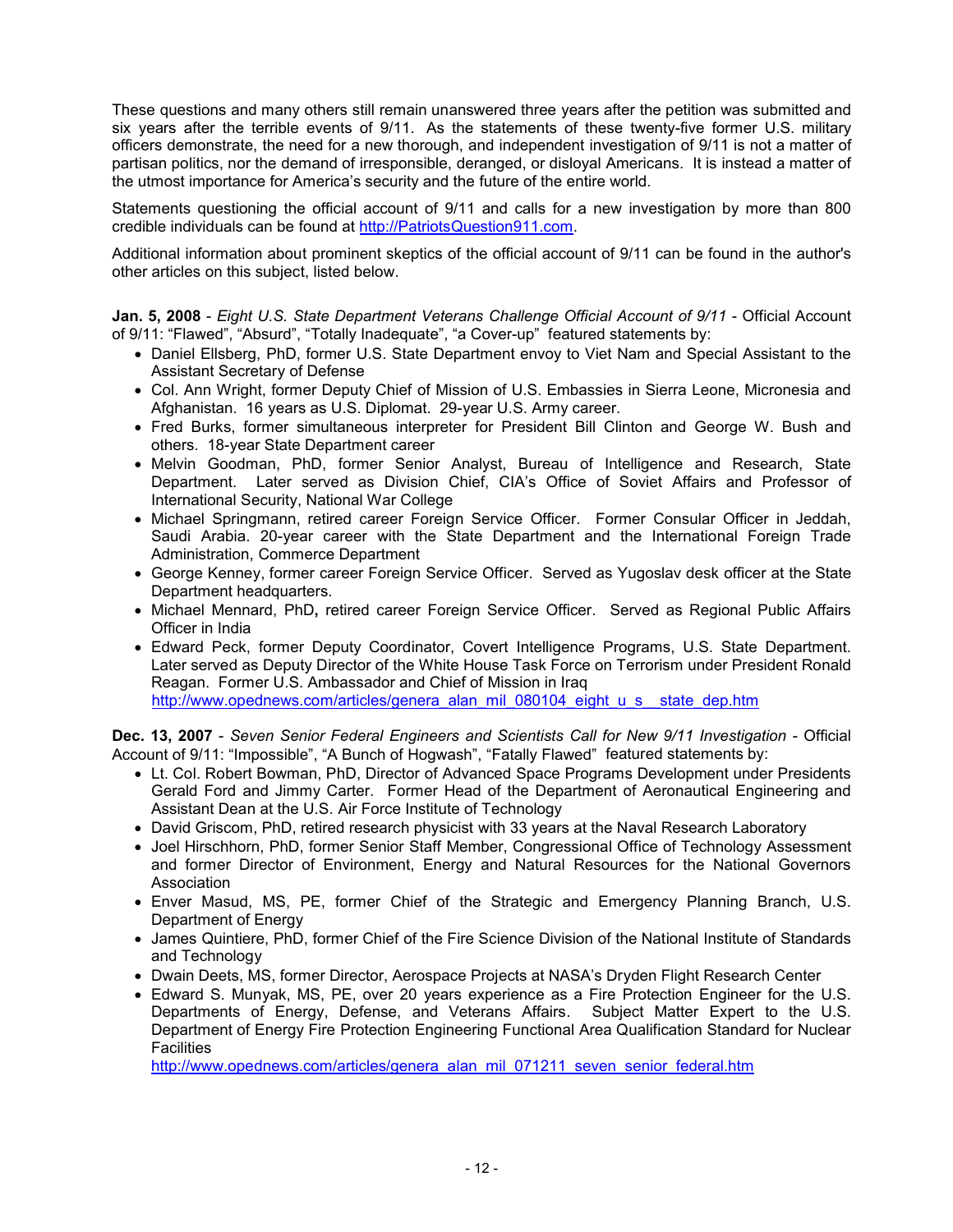These questions and many others still remain unanswered three years after the petition was submitted and six years after the terrible events of 9/11. As the statements of these twenty-five former U.S. military officers demonstrate, the need for a new thorough, and independent investigation of 9/11 is not a matter of partisan politics, nor the demand of irresponsible, deranged, or disloyal Americans. It is instead a matter of the utmost importance for America's security and the future of the entire world.

Statements questioning the official account of 9/11 and calls for a new investigation by more than 800 credible individuals can be found at http://PatriotsQuestion911.com.

Additional information about prominent skeptics of the official account of 9/11 can be found in the author's other articles on this subject, listed below.

**Jan. 5, 2008** - *Eight U.S. State Department Veterans Challenge Official Account of 9/11* - Official Account of 9/11: "Flawed", "Absurd", "Totally Inadequate", "a Cover-up" featured statements by:

- Daniel Ellsberg, PhD, former U.S. State Department envoy to Viet Nam and Special Assistant to the Assistant Secretary of Defense
- Col. Ann Wright, former Deputy Chief of Mission of U.S. Embassies in Sierra Leone, Micronesia and Afghanistan. 16 years as U.S. Diplomat. 29-year U.S. Army career.
- Fred Burks, former simultaneous interpreter for President Bill Clinton and George W. Bush and others. 18-year State Department career
- Melvin Goodman, PhD, former Senior Analyst, Bureau of Intelligence and Research, State Department. Later served as Division Chief, CIA's Office of Soviet Affairs and Professor of International Security, National War College
- Michael Springmann, retired career Foreign Service Officer. Former Consular Officer in Jeddah, Saudi Arabia. 20-year career with the State Department and the International Foreign Trade Administration, Commerce Department
- George Kenney, former career Foreign Service Officer. Served as Yugoslav desk officer at the State Department headquarters.
- Michael Mennard, PhD, retired career Foreign Service Officer. Served as Regional Public Affairs Officer in India
- Edward Peck, former Deputy Coordinator, Covert Intelligence Programs, U.S. State Department. Later served as Deputy Director of the White House Task Force on Terrorism under President Ronald Reagan. Former U.S. Ambassador and Chief of Mission in Iraq
  http://www.opednews.com/articles/genera_alan_mil_080104_eight_u_s__state_dep.htm

**Dec. 13, 2007** - *Seven Senior Federal Engineers and Scientists Call for New 9/11 Investigation* - Official Account of 9/11: "Impossible", "A Bunch of Hogwash", "Fatally Flawed" featured statements by:

- Lt. Col. Robert Bowman, PhD, Director of Advanced Space Programs Development under Presidents Gerald Ford and Jimmy Carter. Former Head of the Department of Aeronautical Engineering and Assistant Dean at the U.S. Air Force Institute of Technology
- David Griscom, PhD, retired research physicist with 33 years at the Naval Research Laboratory
- Joel Hirschhorn, PhD, former Senior Staff Member, Congressional Office of Technology Assessment and former Director of Environment, Energy and Natural Resources for the National Governors Association
- Enver Masud, MS, PE, former Chief of the Strategic and Emergency Planning Branch, U.S. Department of Energy
- James Quintiere, PhD, former Chief of the Fire Science Division of the National Institute of Standards and Technology
- Dwain Deets, MS, former Director, Aerospace Projects at NASA's Dryden Flight Research Center
- Edward S. Munyak, MS, PE, over 20 years experience as a Fire Protection Engineer for the U.S. Departments of Energy, Defense, and Veterans Affairs. Subject Matter Expert to the U.S. Department of Energy Fire Protection Engineering Functional Area Qualification Standard for Nuclear Facilities
  http://www.opednews.com/articles/genera_alan_mil_071211_seven_senior_federal.htm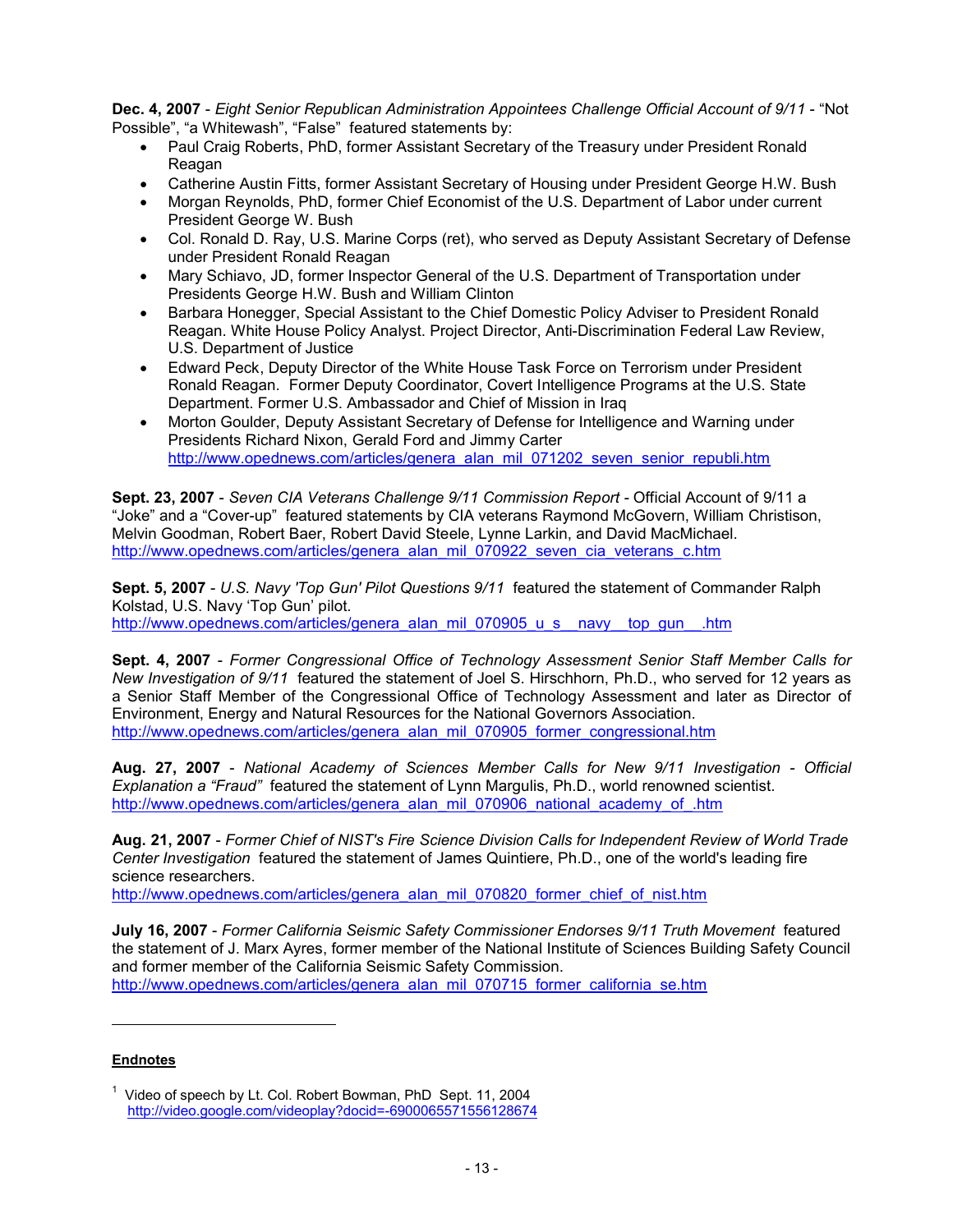**Dec. 4, 2007** - *Eight Senior Republican Administration Appointees Challenge Official Account of 9/11* - "Not Possible", "a Whitewash", "False" featured statements by:

- Paul Craig Roberts, PhD, former Assistant Secretary of the Treasury under President Ronald Reagan
- Catherine Austin Fitts, former Assistant Secretary of Housing under President George H.W. Bush
- Morgan Reynolds, PhD, former Chief Economist of the U.S. Department of Labor under current President George W. Bush
- Col. Ronald D. Ray, U.S. Marine Corps (ret), who served as Deputy Assistant Secretary of Defense under President Ronald Reagan
- Mary Schiavo, JD, former Inspector General of the U.S. Department of Transportation under Presidents George H.W. Bush and William Clinton
- Barbara Honegger, Special Assistant to the Chief Domestic Policy Adviser to President Ronald Reagan. White House Policy Analyst. Project Director, Anti-Discrimination Federal Law Review, U.S. Department of Justice
- Edward Peck, Deputy Director of the White House Task Force on Terrorism under President Ronald Reagan. Former Deputy Coordinator, Covert Intelligence Programs at the U.S. State Department. Former U.S. Ambassador and Chief of Mission in Iraq
- Morton Goulder, Deputy Assistant Secretary of Defense for Intelligence and Warning under Presidents Richard Nixon, Gerald Ford and Jimmy Carter http://www.opednews.com/articles/genera_alan_mil_071202_seven_senior_republi.htm

**Sept. 23, 2007** - *Seven CIA Veterans Challenge 9/11 Commission Report* - Official Account of 9/11 a "Joke" and a "Cover-up" featured statements by CIA veterans Raymond McGovern, William Christison, Melvin Goodman, Robert Baer, Robert David Steele, Lynne Larkin, and David MacMichael.
http://www.opednews.com/articles/genera_alan_mil_070922_seven_cia_veterans_c.htm

**Sept. 5, 2007** - *U.S. Navy 'Top Gun' Pilot Questions 9/11* featured the statement of Commander Ralph Kolstad, U.S. Navy 'Top Gun' pilot.
http://www.opednews.com/articles/genera_alan_mil_070905_u_s__navy__top_gun__.htm

**Sept. 4, 2007** - *Former Congressional Office of Technology Assessment Senior Staff Member Calls for New Investigation of 9/11* featured the statement of Joel S. Hirschhorn, Ph.D., who served for 12 years as a Senior Staff Member of the Congressional Office of Technology Assessment and later as Director of Environment, Energy and Natural Resources for the National Governors Association.
http://www.opednews.com/articles/genera_alan_mil_070905_former_congressional.htm

**Aug. 27, 2007** - *National Academy of Sciences Member Calls for New 9/11 Investigation - Official Explanation a "Fraud"* featured the statement of Lynn Margulis, Ph.D., world renowned scientist.
http://www.opednews.com/articles/genera_alan_mil_070906_national_academy_of_.htm

**Aug. 21, 2007** - *Former Chief of NIST's Fire Science Division Calls for Independent Review of World Trade Center Investigation* featured the statement of James Quintiere, Ph.D., one of the world's leading fire science researchers.
http://www.opednews.com/articles/genera_alan_mil_070820_former_chief_of_nist.htm

**July 16, 2007** - *Former California Seismic Safety Commissioner Endorses 9/11 Truth Movement* featured the statement of J. Marx Ayres, former member of the National Institute of Sciences Building Safety Council and former member of the California Seismic Safety Commission.
http://www.opednews.com/articles/genera_alan_mil_070715_former_california_se.htm

---

**Endnotes**

[1] Video of speech by Lt. Col. Robert Bowman, PhD Sept. 11, 2004
http://video.google.com/videoplay?docid=-6900065571556128674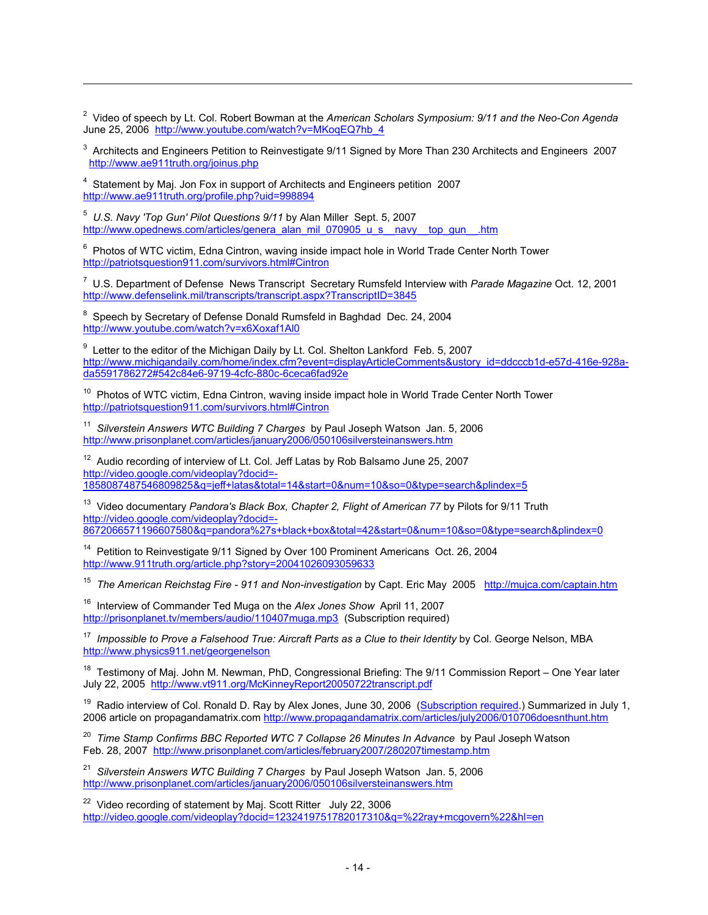[2] Video of speech by Lt. Col. Robert Bowman at the *American Scholars Symposium: 9/11 and the Neo-Con Agenda* June 25, 2006 http://www.youtube.com/watch?v=MKoqEQ7hb_4

[3] Architects and Engineers Petition to Reinvestigate 9/11 Signed by More Than 230 Architects and Engineers 2007 http://www.ae911truth.org/joinus.php

[4] Statement by Maj. Jon Fox in support of Architects and Engineers petition 2007 http://www.ae911truth.org/profile.php?uid=998894

[5] *U.S. Navy 'Top Gun' Pilot Questions 9/11* by Alan Miller Sept. 5, 2007 http://www.opednews.com/articles/genera_alan_mil_070905_u_s__navy__top_gun__.htm

[6] Photos of WTC victim, Edna Cintron, waving inside impact hole in World Trade Center North Tower http://patriotsquestion911.com/survivors.html#Cintron

[7] U.S. Department of Defense News Transcript Secretary Rumsfeld Interview with *Parade Magazine* Oct. 12, 2001 http://www.defenselink.mil/transcripts/transcript.aspx?TranscriptID=3845

[8] Speech by Secretary of Defense Donald Rumsfeld in Baghdad Dec. 24, 2004 http://www.youtube.com/watch?v=x6Xoxaf1Al0

[9] Letter to the editor of the Michigan Daily by Lt. Col. Shelton Lankford Feb. 5, 2007 http://www.michigandaily.com/home/index.cfm?event=displayArticleComments&ustory_id=ddcccb1d-e57d-416e-928a-da5591786272#542c84e6-9719-4cfc-880c-6ceca6fad92e

[10] Photos of WTC victim, Edna Cintron, waving inside impact hole in World Trade Center North Tower http://patriotsquestion911.com/survivors.html#Cintron

[11] *Silverstein Answers WTC Building 7 Charges* by Paul Joseph Watson Jan. 5, 2006 http://www.prisonplanet.com/articles/january2006/050106silversteinanswers.htm

[12] Audio recording of interview of Lt. Col. Jeff Latas by Rob Balsamo June 25, 2007 http://video.google.com/videoplay?docid=-1858087487546809825&q=jeff+latas&total=14&start=0&num=10&so=0&type=search&plindex=5

[13] Video documentary *Pandora's Black Box, Chapter 2, Flight of American 77* by Pilots for 9/11 Truth http://video.google.com/videoplay?docid=-8672066571196607580&q=pandora%27s+black+box&total=42&start=0&num=10&so=0&type=search&plindex=0

[14] Petition to Reinvestigate 9/11 Signed by Over 100 Prominent Americans Oct. 26, 2004 http://www.911truth.org/article.php?story=20041026093059633

[15] *The American Reichstag Fire - 911 and Non-investigation* by Capt. Eric May 2005 http://mujca.com/captain.htm

[16] Interview of Commander Ted Muga on the *Alex Jones Show* April 11, 2007 http://prisonplanet.tv/members/audio/110407muga.mp3 (Subscription required)

[17] *Impossible to Prove a Falsehood True: Aircraft Parts as a Clue to their Identity* by Col. George Nelson, MBA http://www.physics911.net/georgenelson

[18] Testimony of Maj. John M. Newman, PhD, Congressional Briefing: The 9/11 Commission Report – One Year later July 22, 2005 http://www.vt911.org/McKinneyReport20050722transcript.pdf

[19] Radio interview of Col. Ronald D. Ray by Alex Jones, June 30, 2006 (Subscription required.) Summarized in July 1, 2006 article on propagandamatrix.com http://www.propagandamatrix.com/articles/july2006/010706doesnthunt.htm

[20] *Time Stamp Confirms BBC Reported WTC 7 Collapse 26 Minutes In Advance* by Paul Joseph Watson Feb. 28, 2007 http://www.prisonplanet.com/articles/february2007/280207timestamp.htm

[21] *Silverstein Answers WTC Building 7 Charges* by Paul Joseph Watson Jan. 5, 2006 http://www.prisonplanet.com/articles/january2006/050106silversteinanswers.htm

[22] Video recording of statement by Maj. Scott Ritter July 22, 3006 http://video.google.com/videoplay?docid=1232419751782017310&q=%22ray+mcgovern%22&hl=en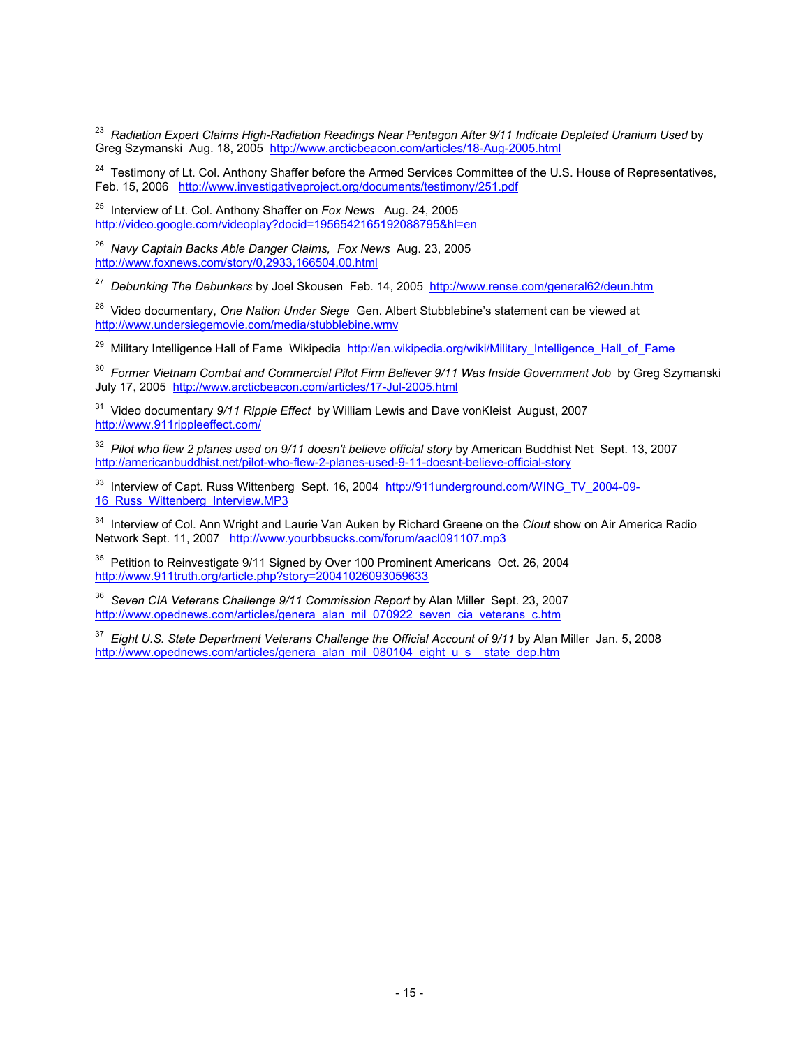[23] *Radiation Expert Claims High-Radiation Readings Near Pentagon After 9/11 Indicate Depleted Uranium Used* by Greg Szymanski Aug. 18, 2005 http://www.arcticbeacon.com/articles/18-Aug-2005.html

[24] Testimony of Lt. Col. Anthony Shaffer before the Armed Services Committee of the U.S. House of Representatives, Feb. 15, 2006 http://www.investigativeproject.org/documents/testimony/251.pdf

[25] Interview of Lt. Col. Anthony Shaffer on *Fox News* Aug. 24, 2005 http://video.google.com/videoplay?docid=1956542165192088795&hl=en

[26] *Navy Captain Backs Able Danger Claims, Fox News* Aug. 23, 2005 http://www.foxnews.com/story/0,2933,166504,00.html

[27] *Debunking The Debunkers* by Joel Skousen Feb. 14, 2005 http://www.rense.com/general62/deun.htm

[28] Video documentary, *One Nation Under Siege* Gen. Albert Stubblebine's statement can be viewed at http://www.undersiegemovie.com/media/stubblebine.wmv

[29] Military Intelligence Hall of Fame Wikipedia http://en.wikipedia.org/wiki/Military_Intelligence_Hall_of_Fame

[30] *Former Vietnam Combat and Commercial Pilot Firm Believer 9/11 Was Inside Government Job* by Greg Szymanski July 17, 2005 http://www.arcticbeacon.com/articles/17-Jul-2005.html

[31] Video documentary *9/11 Ripple Effect* by William Lewis and Dave vonKleist August, 2007 http://www.911rippleeffect.com/

[32] *Pilot who flew 2 planes used on 9/11 doesn't believe official story* by American Buddhist Net Sept. 13, 2007 http://americanbuddhist.net/pilot-who-flew-2-planes-used-9-11-doesnt-believe-official-story

[33] Interview of Capt. Russ Wittenberg Sept. 16, 2004 http://911underground.com/WING_TV_2004-09-16_Russ_Wittenberg_Interview.MP3

[34] Interview of Col. Ann Wright and Laurie Van Auken by Richard Greene on the *Clout* show on Air America Radio Network Sept. 11, 2007 http://www.yourbbsucks.com/forum/aacl091107.mp3

[35] Petition to Reinvestigate 9/11 Signed by Over 100 Prominent Americans Oct. 26, 2004 http://www.911truth.org/article.php?story=20041026093059633

[36] *Seven CIA Veterans Challenge 9/11 Commission Report* by Alan Miller Sept. 23, 2007 http://www.opednews.com/articles/genera_alan_mil_070922_seven_cia_veterans_c.htm

[37] *Eight U.S. State Department Veterans Challenge the Official Account of 9/11* by Alan Miller Jan. 5, 2008 http://www.opednews.com/articles/genera_alan_mil_080104_eight_u_s__state_dep.htm